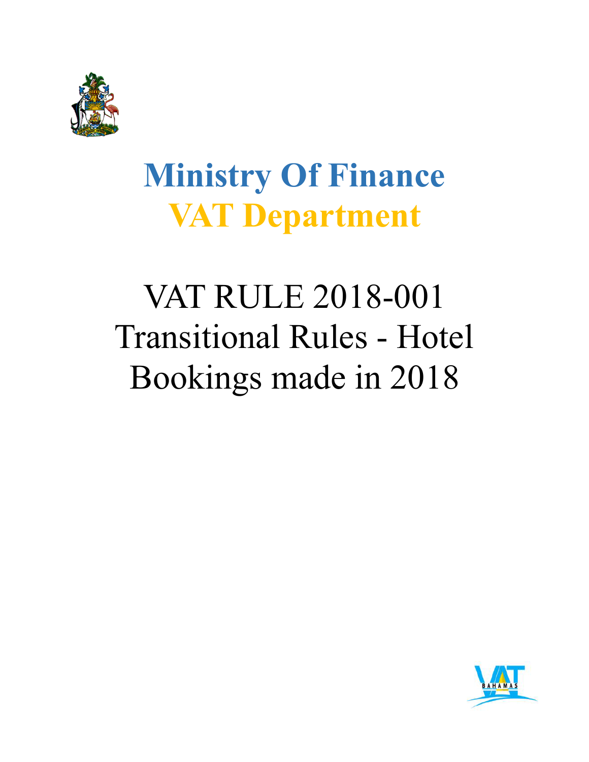# Ministry Of Finance

## VAT Department

# VAT RULE 2018-001 Transitional Rules - Hotel Bookings made in 2018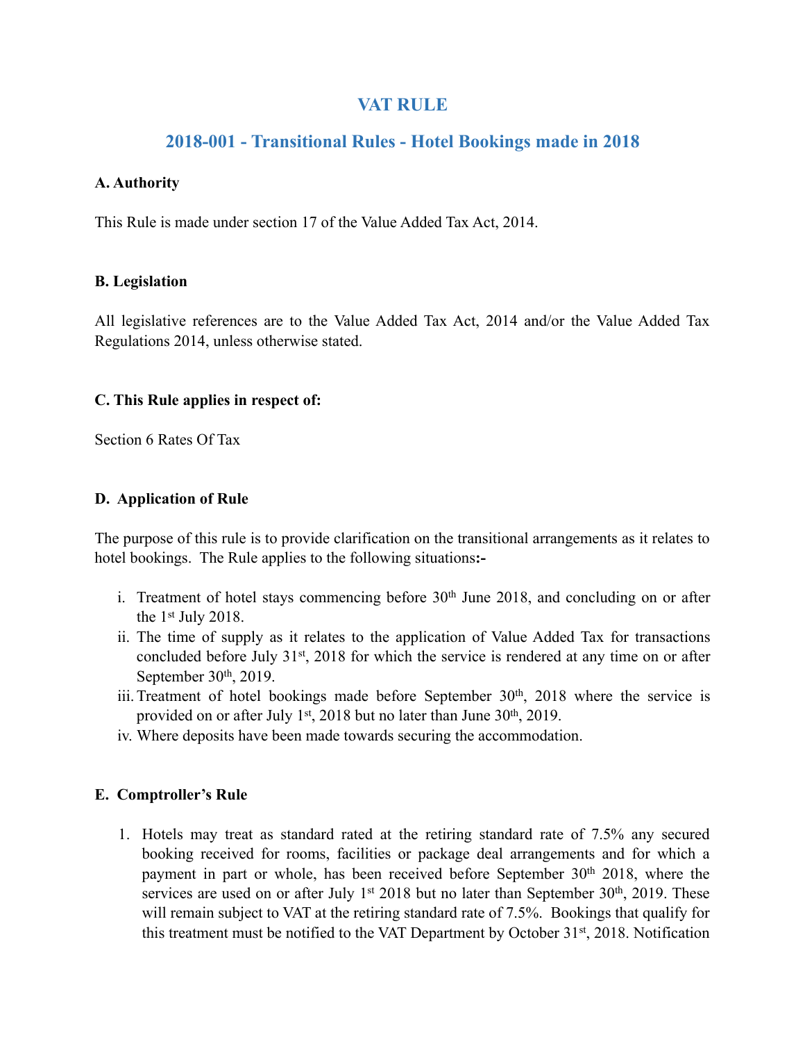# VAT RULE

## 2018-001 - Transitional Rules - Hotel Bookings made in 2018

**A. Authority**

This Rule is made under section 17 of the Value Added Tax Act, 2014.

**B. Legislation**

All legislative references are to the Value Added Tax Act, 2014 and/or the Value Added Tax Regulations 2014, unless otherwise stated.

**C. This Rule applies in respect of:**

Section 6 Rates Of Tax

**D. Application of Rule**

The purpose of this rule is to provide clarification on the transitional arrangements as it relates to hotel bookings. The Rule applies to the following situations**:-**

i. Treatment of hotel stays commencing before 30th June 2018, and concluding on or after the 1st July 2018.
ii. The time of supply as it relates to the application of Value Added Tax for transactions concluded before July 31st, 2018 for which the service is rendered at any time on or after September 30th, 2019.
iii. Treatment of hotel bookings made before September 30th, 2018 where the service is provided on or after July 1st, 2018 but no later than June 30th, 2019.
iv. Where deposits have been made towards securing the accommodation.

**E. Comptroller's Rule**

1. Hotels may treat as standard rated at the retiring standard rate of 7.5% any secured booking received for rooms, facilities or package deal arrangements and for which a payment in part or whole, has been received before September 30th 2018, where the services are used on or after July 1st 2018 but no later than September 30th, 2019. These will remain subject to VAT at the retiring standard rate of 7.5%. Bookings that qualify for this treatment must be notified to the VAT Department by October 31st, 2018. Notification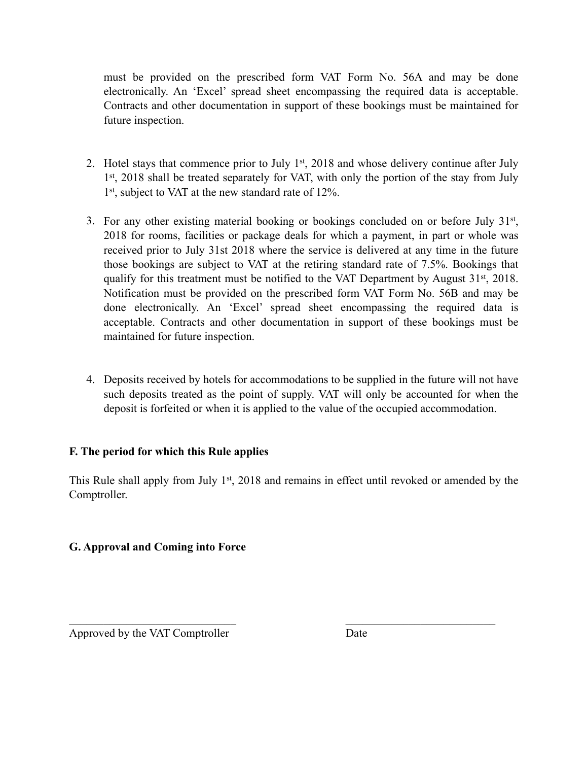must be provided on the prescribed form VAT Form No. 56A and may be done electronically. An 'Excel' spread sheet encompassing the required data is acceptable. Contracts and other documentation in support of these bookings must be maintained for future inspection.

2. Hotel stays that commence prior to July 1st, 2018 and whose delivery continue after July 1st, 2018 shall be treated separately for VAT, with only the portion of the stay from July 1st, subject to VAT at the new standard rate of 12%.

3. For any other existing material booking or bookings concluded on or before July 31st, 2018 for rooms, facilities or package deals for which a payment, in part or whole was received prior to July 31st 2018 where the service is delivered at any time in the future those bookings are subject to VAT at the retiring standard rate of 7.5%. Bookings that qualify for this treatment must be notified to the VAT Department by August 31st, 2018. Notification must be provided on the prescribed form VAT Form No. 56B and may be done electronically. An 'Excel' spread sheet encompassing the required data is acceptable. Contracts and other documentation in support of these bookings must be maintained for future inspection.

4. Deposits received by hotels for accommodations to be supplied in the future will not have such deposits treated as the point of supply. VAT will only be accounted for when the deposit is forfeited or when it is applied to the value of the occupied accommodation.

**F. The period for which this Rule applies**

This Rule shall apply from July 1st, 2018 and remains in effect until revoked or amended by the Comptroller.

**G. Approval and Coming into Force**

\_\_\_\_\_\_\_\_\_\_\_\_\_\_\_\_\_\_\_\_\_\_\_\_\_\_\_\_\_\_ \_\_\_\_\_\_\_\_\_\_\_\_\_\_\_\_\_\_\_\_\_\_\_\_\_\_\_\_

Approved by the VAT Comptroller Date